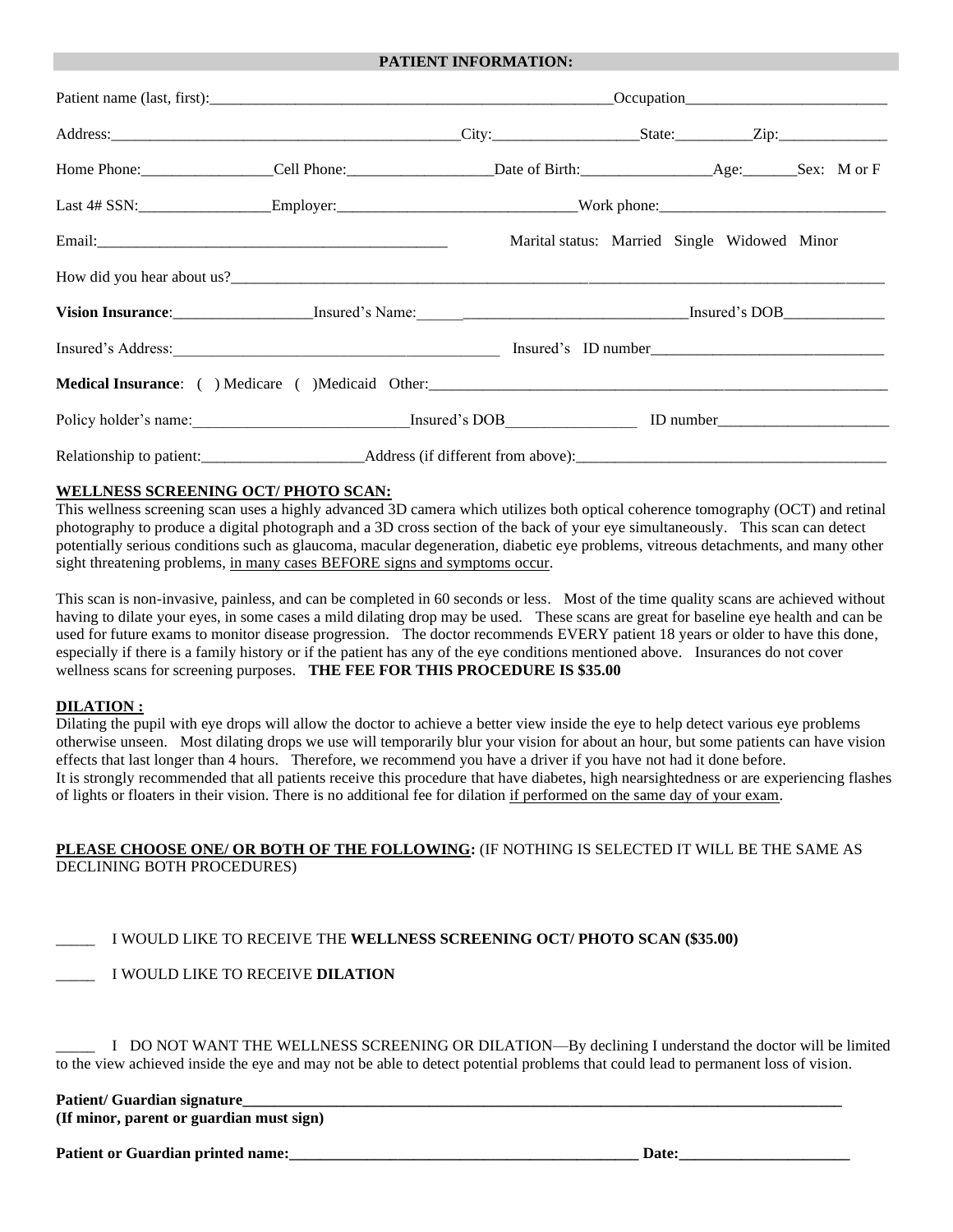## PATIENT INFORMATION:

Patient name (last, first):_______________________________________________________Occupation__________________________

Address:_______________________________________________City:___________________State:__________Zip:_______________

Home Phone:_________________Cell Phone:___________________Date of Birth:_________________Age:_______Sex: M or F

Last 4# SSN:_________________Employer:_______________________________Work phone:_____________________________

Email:_______________________________________________ Marital status: Married Single Widowed Minor

How did you hear about us?_________________________________________________________________________________________

**Vision Insurance**:__________________Insured's Name:_____________________________________Insured's DOB_____________

Insured's Address:____________________________________________ Insured's ID number______________________________

**Medical Insurance**: ( ) Medicare ( )Medicaid Other:______________________________________________________________

Policy holder's name:___________________________Insured's DOB_________________ ID number______________________

Relationship to patient:_____________________Address (if different from above):_________________________________________

**WELLNESS SCREENING OCT/ PHOTO SCAN:**

This wellness screening scan uses a highly advanced 3D camera which utilizes both optical coherence tomography (OCT) and retinal photography to produce a digital photograph and a 3D cross section of the back of your eye simultaneously. This scan can detect potentially serious conditions such as glaucoma, macular degeneration, diabetic eye problems, vitreous detachments, and many other sight threatening problems, in many cases BEFORE signs and symptoms occur.

This scan is non-invasive, painless, and can be completed in 60 seconds or less. Most of the time quality scans are achieved without having to dilate your eyes, in some cases a mild dilating drop may be used. These scans are great for baseline eye health and can be used for future exams to monitor disease progression. The doctor recommends EVERY patient 18 years or older to have this done, especially if there is a family history or if the patient has any of the eye conditions mentioned above. Insurances do not cover wellness scans for screening purposes. **THE FEE FOR THIS PROCEDURE IS $35.00**

**DILATION :**

Dilating the pupil with eye drops will allow the doctor to achieve a better view inside the eye to help detect various eye problems otherwise unseen. Most dilating drops we use will temporarily blur your vision for about an hour, but some patients can have vision effects that last longer than 4 hours. Therefore, we recommend you have a driver if you have not had it done before.
It is strongly recommended that all patients receive this procedure that have diabetes, high nearsightedness or are experiencing flashes of lights or floaters in their vision. There is no additional fee for dilation if performed on the same day of your exam.

**PLEASE CHOOSE ONE/ OR BOTH OF THE FOLLOWING:** (IF NOTHING IS SELECTED IT WILL BE THE SAME AS DECLINING BOTH PROCEDURES)

_____ I WOULD LIKE TO RECEIVE THE **WELLNESS SCREENING OCT/ PHOTO SCAN ($35.00)**

_____ I WOULD LIKE TO RECEIVE **DILATION**

_____ I DO NOT WANT THE WELLNESS SCREENING OR DILATION—By declining I understand the doctor will be limited to the view achieved inside the eye and may not be able to detect potential problems that could lead to permanent loss of vision.

**Patient/ Guardian signature**_________________________________________________________________________________
**(If minor, parent or guardian must sign)**

**Patient or Guardian printed name:**_______________________________________________ **Date:**______________________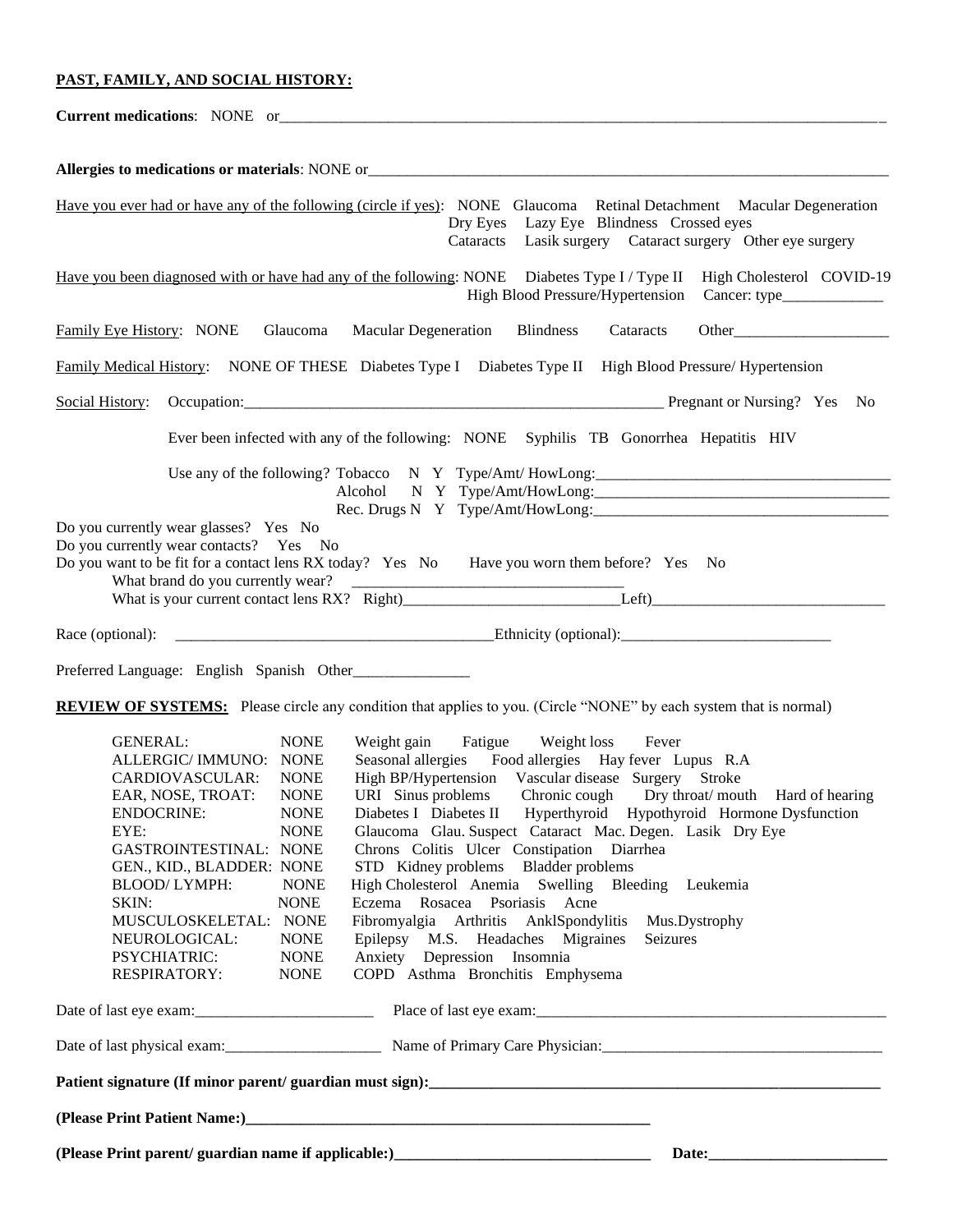**PAST, FAMILY, AND SOCIAL HISTORY:**

**Current medications**: NONE or___________________________________________________________________________

**Allergies to medications or materials**: NONE or_________________________________________________________________

Have you ever had or have any of the following (circle if yes): NONE Glaucoma Retinal Detachment Macular Degeneration Dry Eyes Lazy Eye Blindness Crossed eyes Cataracts Lasik surgery Cataract surgery Other eye surgery

Have you been diagnosed with or have had any of the following: NONE Diabetes Type I / Type II High Cholesterol COVID-19 High Blood Pressure/Hypertension Cancer: type_____________

Family Eye History: NONE Glaucoma Macular Degeneration Blindness Cataracts Other____________________

Family Medical History: NONE OF THESE Diabetes Type I Diabetes Type II High Blood Pressure/ Hypertension

Social History: Occupation:________________________________________________________ Pregnant or Nursing? Yes No

Ever been infected with any of the following: NONE Syphilis TB Gonorrhea Hepatitis HIV

Use any of the following? Tobacco N Y Type/Amt/ HowLong:_____________________________________
Alcohol N Y Type/Amt/HowLong:_____________________________________
Rec. Drugs N Y Type/Amt/HowLong:_____________________________________

Do you currently wear glasses? Yes No
Do you currently wear contacts? Yes No
Do you want to be fit for a contact lens RX today? Yes No Have you worn them before? Yes No
What brand do you currently wear? _________________________________
What is your current contact lens RX? Right)___________________________Left)______________________________

Race (optional): _________________________________________Ethnicity (optional):___________________________

Preferred Language: English Spanish Other_______________

**REVIEW OF SYSTEMS:** Please circle any condition that applies to you. (Circle "NONE" by each system that is normal)

| | | |
|---|---|---|
| GENERAL: | NONE | Weight gain Fatigue Weight loss Fever |
| ALLERGIC/ IMMUNO: | NONE | Seasonal allergies Food allergies Hay fever Lupus R.A |
| CARDIOVASCULAR: | NONE | High BP/Hypertension Vascular disease Surgery Stroke |
| EAR, NOSE, TROAT: | NONE | URI Sinus problems Chronic cough Dry throat/ mouth Hard of hearing |
| ENDOCRINE: | NONE | Diabetes I Diabetes II Hyperthyroid Hypothyroid Hormone Dysfunction |
| EYE: | NONE | Glaucoma Glau. Suspect Cataract Mac. Degen. Lasik Dry Eye |
| GASTROINTESTINAL: | NONE | Chrons Colitis Ulcer Constipation Diarrhea |
| GEN., KID., BLADDER: | NONE | STD Kidney problems Bladder problems |
| BLOOD/ LYMPH: | NONE | High Cholesterol Anemia Swelling Bleeding Leukemia |
| SKIN: | NONE | Eczema Rosacea Psoriasis Acne |
| MUSCULOSKELETAL: | NONE | Fibromyalgia Arthritis AnklSpondylitis Mus.Dystrophy |
| NEUROLOGICAL: | NONE | Epilepsy M.S. Headaches Migraines Seizures |
| PSYCHIATRIC: | NONE | Anxiety Depression Insomnia |
| RESPIRATORY: | NONE | COPD Asthma Bronchitis Emphysema |

Date of last eye exam:______________________ Place of last eye exam:______________________________________________

Date of last physical exam:____________________ Name of Primary Care Physician:____________________________________

**Patient signature (If minor parent/ guardian must sign):____________________________________________________________**

**(Please Print Patient Name:)______________________________________________________**

**(Please Print parent/ guardian name if applicable:)________________________________ Date:______________________**